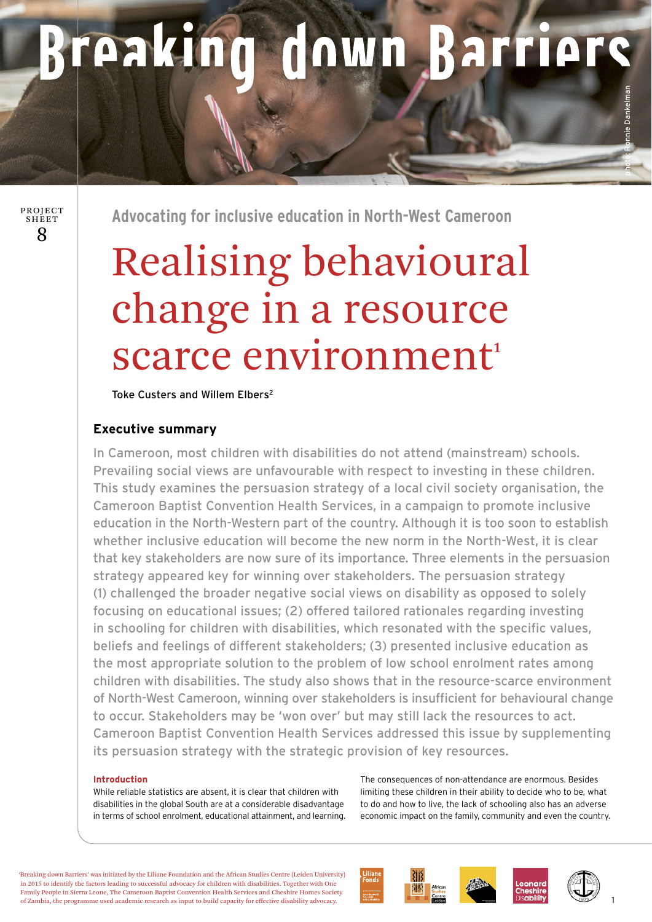# Breaking down Barriers

PROJECT SHEET 8

## Advocating for inclusive education in North-West Cameroon

# Realising behavioural change in a resource scarce environment[1]

Toke Custers and Willem Elbers[2]

### Executive summary

In Cameroon, most children with disabilities do not attend (mainstream) schools. Prevailing social views are unfavourable with respect to investing in these children. This study examines the persuasion strategy of a local civil society organisation, the Cameroon Baptist Convention Health Services, in a campaign to promote inclusive education in the North-Western part of the country. Although it is too soon to establish whether inclusive education will become the new norm in the North-West, it is clear that key stakeholders are now sure of its importance. Three elements in the persuasion strategy appeared key for winning over stakeholders. The persuasion strategy (1) challenged the broader negative social views on disability as opposed to solely focusing on educational issues; (2) offered tailored rationales regarding investing in schooling for children with disabilities, which resonated with the specific values, beliefs and feelings of different stakeholders; (3) presented inclusive education as the most appropriate solution to the problem of low school enrolment rates among children with disabilities. The study also shows that in the resource-scarce environment of North-West Cameroon, winning over stakeholders is insufficient for behavioural change to occur. Stakeholders may be 'won over' but may still lack the resources to act. Cameroon Baptist Convention Health Services addressed this issue by supplementing its persuasion strategy with the strategic provision of key resources.

#### Introduction

While reliable statistics are absent, it is clear that children with disabilities in the global South are at a considerable disadvantage in terms of school enrolment, educational attainment, and learning. The consequences of non-attendance are enormous. Besides limiting these children in their ability to decide who to be, what to do and how to live, the lack of schooling also has an adverse economic impact on the family, community and even the country.

'Breaking down Barriers' was initiated by the Liliane Foundation and the African Studies Centre (Leiden University) in 2015 to identify the factors leading to successful advocacy for children with disabilities. Together with One Family People in Sierra Leone, The Cameroon Baptist Convention Health Services and Cheshire Homes Society of Zambia, the programme used academic research as input to build capacity for effective disability advocacy.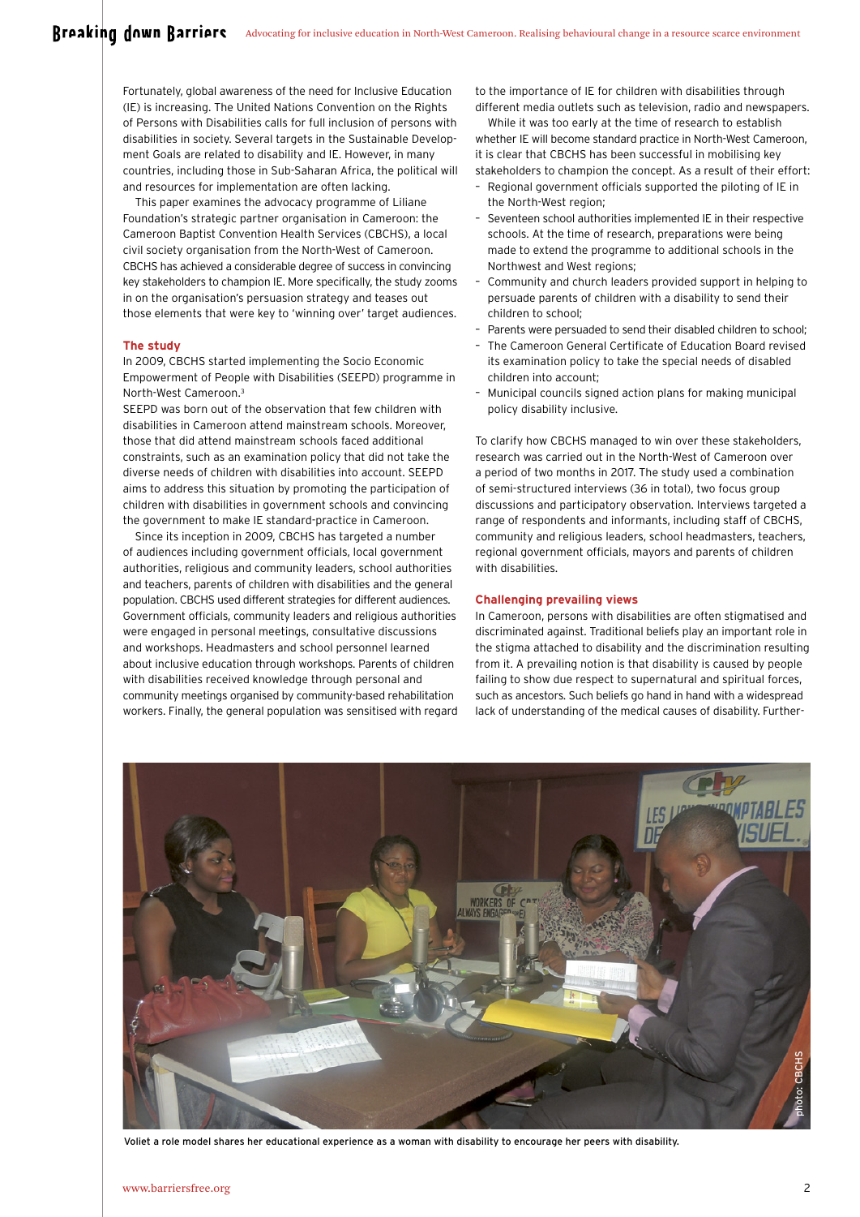Fortunately, global awareness of the need for Inclusive Education (IE) is increasing. The United Nations Convention on the Rights of Persons with Disabilities calls for full inclusion of persons with disabilities in society. Several targets in the Sustainable Development Goals are related to disability and IE. However, in many countries, including those in Sub-Saharan Africa, the political will and resources for implementation are often lacking.

This paper examines the advocacy programme of Liliane Foundation's strategic partner organisation in Cameroon: the Cameroon Baptist Convention Health Services (CBCHS), a local civil society organisation from the North-West of Cameroon. CBCHS has achieved a considerable degree of success in convincing key stakeholders to champion IE. More specifically, the study zooms in on the organisation's persuasion strategy and teases out those elements that were key to 'winning over' target audiences.

## The study

In 2009, CBCHS started implementing the Socio Economic Empowerment of People with Disabilities (SEEPD) programme in North-West Cameroon.[3]

SEEPD was born out of the observation that few children with disabilities in Cameroon attend mainstream schools. Moreover, those that did attend mainstream schools faced additional constraints, such as an examination policy that did not take the diverse needs of children with disabilities into account. SEEPD aims to address this situation by promoting the participation of children with disabilities in government schools and convincing the government to make IE standard-practice in Cameroon.

Since its inception in 2009, CBCHS has targeted a number of audiences including government officials, local government authorities, religious and community leaders, school authorities and teachers, parents of children with disabilities and the general population. CBCHS used different strategies for different audiences. Government officials, community leaders and religious authorities were engaged in personal meetings, consultative discussions and workshops. Headmasters and school personnel learned about inclusive education through workshops. Parents of children with disabilities received knowledge through personal and community meetings organised by community-based rehabilitation workers. Finally, the general population was sensitised with regard to the importance of IE for children with disabilities through different media outlets such as television, radio and newspapers.

While it was too early at the time of research to establish whether IE will become standard practice in North-West Cameroon, it is clear that CBCHS has been successful in mobilising key stakeholders to champion the concept. As a result of their effort:

- Regional government officials supported the piloting of IE in the North-West region;
- Seventeen school authorities implemented IE in their respective schools. At the time of research, preparations were being made to extend the programme to additional schools in the Northwest and West regions;
- Community and church leaders provided support in helping to persuade parents of children with a disability to send their children to school;
- Parents were persuaded to send their disabled children to school;
- The Cameroon General Certificate of Education Board revised its examination policy to take the special needs of disabled children into account;
- Municipal councils signed action plans for making municipal policy disability inclusive.

To clarify how CBCHS managed to win over these stakeholders, research was carried out in the North-West of Cameroon over a period of two months in 2017. The study used a combination of semi-structured interviews (36 in total), two focus group discussions and participatory observation. Interviews targeted a range of respondents and informants, including staff of CBCHS, community and religious leaders, school headmasters, teachers, regional government officials, mayors and parents of children with disabilities.

## Challenging prevailing views

In Cameroon, persons with disabilities are often stigmatised and discriminated against. Traditional beliefs play an important role in the stigma attached to disability and the discrimination resulting from it. A prevailing notion is that disability is caused by people failing to show due respect to supernatural and spiritual forces, such as ancestors. Such beliefs go hand in hand with a widespread lack of understanding of the medical causes of disability. Further-

Voliet a role model shares her educational experience as a woman with disability to encourage her peers with disability.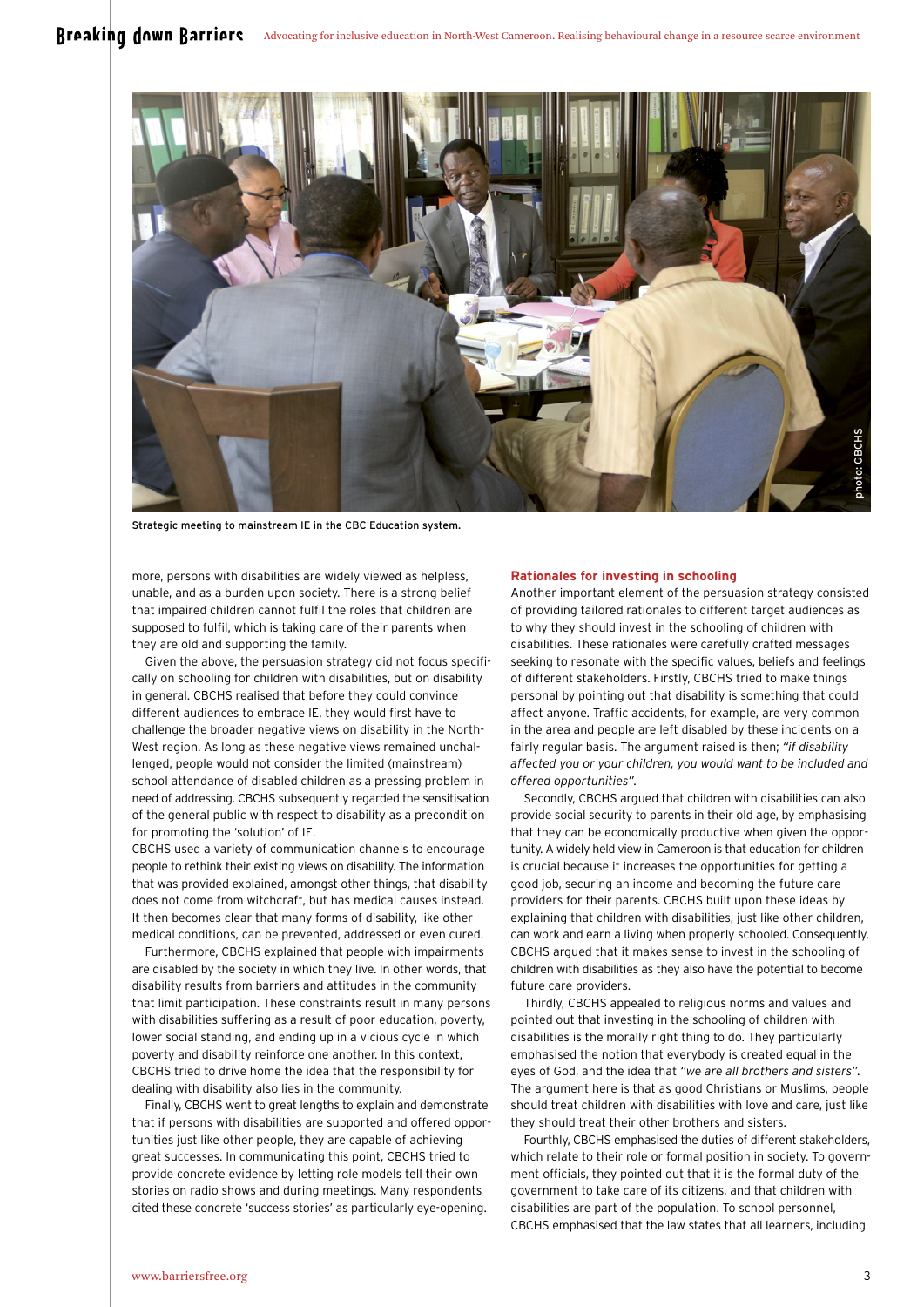Strategic meeting to mainstream IE in the CBC Education system.

more, persons with disabilities are widely viewed as helpless, unable, and as a burden upon society. There is a strong belief that impaired children cannot fulfil the roles that children are supposed to fulfil, which is taking care of their parents when they are old and supporting the family.

Given the above, the persuasion strategy did not focus specifically on schooling for children with disabilities, but on disability in general. CBCHS realised that before they could convince different audiences to embrace IE, they would first have to challenge the broader negative views on disability in the North-West region. As long as these negative views remained unchallenged, people would not consider the limited (mainstream) school attendance of disabled children as a pressing problem in need of addressing. CBCHS subsequently regarded the sensitisation of the general public with respect to disability as a precondition for promoting the 'solution' of IE.

CBCHS used a variety of communication channels to encourage people to rethink their existing views on disability. The information that was provided explained, amongst other things, that disability does not come from witchcraft, but has medical causes instead. It then becomes clear that many forms of disability, like other medical conditions, can be prevented, addressed or even cured.

Furthermore, CBCHS explained that people with impairments are disabled by the society in which they live. In other words, that disability results from barriers and attitudes in the community that limit participation. These constraints result in many persons with disabilities suffering as a result of poor education, poverty, lower social standing, and ending up in a vicious cycle in which poverty and disability reinforce one another. In this context, CBCHS tried to drive home the idea that the responsibility for dealing with disability also lies in the community.

Finally, CBCHS went to great lengths to explain and demonstrate that if persons with disabilities are supported and offered opportunities just like other people, they are capable of achieving great successes. In communicating this point, CBCHS tried to provide concrete evidence by letting role models tell their own stories on radio shows and during meetings. Many respondents cited these concrete 'success stories' as particularly eye-opening.

### Rationales for investing in schooling

Another important element of the persuasion strategy consisted of providing tailored rationales to different target audiences as to why they should invest in the schooling of children with disabilities. These rationales were carefully crafted messages seeking to resonate with the specific values, beliefs and feelings of different stakeholders. Firstly, CBCHS tried to make things personal by pointing out that disability is something that could affect anyone. Traffic accidents, for example, are very common in the area and people are left disabled by these incidents on a fairly regular basis. The argument raised is then; *"if disability affected you or your children, you would want to be included and offered opportunities"*.

Secondly, CBCHS argued that children with disabilities can also provide social security to parents in their old age, by emphasising that they can be economically productive when given the opportunity. A widely held view in Cameroon is that education for children is crucial because it increases the opportunities for getting a good job, securing an income and becoming the future care providers for their parents. CBCHS built upon these ideas by explaining that children with disabilities, just like other children, can work and earn a living when properly schooled. Consequently, CBCHS argued that it makes sense to invest in the schooling of children with disabilities as they also have the potential to become future care providers.

Thirdly, CBCHS appealed to religious norms and values and pointed out that investing in the schooling of children with disabilities is the morally right thing to do. They particularly emphasised the notion that everybody is created equal in the eyes of God, and the idea that *"we are all brothers and sisters"*. The argument here is that as good Christians or Muslims, people should treat children with disabilities with love and care, just like they should treat their other brothers and sisters.

Fourthly, CBCHS emphasised the duties of different stakeholders, which relate to their role or formal position in society. To government officials, they pointed out that it is the formal duty of the government to take care of its citizens, and that children with disabilities are part of the population. To school personnel, CBCHS emphasised that the law states that all learners, including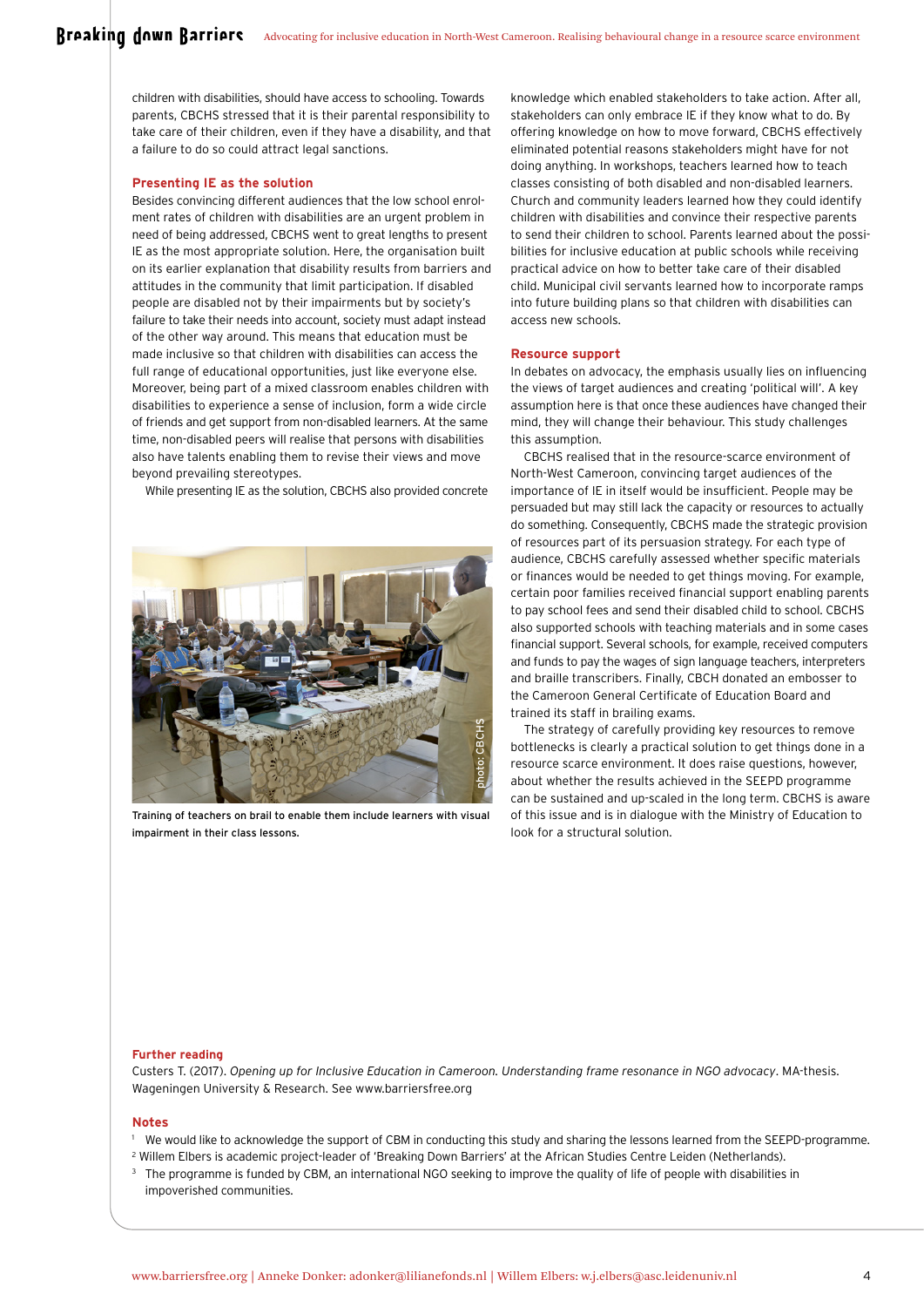children with disabilities, should have access to schooling. Towards parents, CBCHS stressed that it is their parental responsibility to take care of their children, even if they have a disability, and that a failure to do so could attract legal sanctions.

## Presenting IE as the solution

Besides convincing different audiences that the low school enrolment rates of children with disabilities are an urgent problem in need of being addressed, CBCHS went to great lengths to present IE as the most appropriate solution. Here, the organisation built on its earlier explanation that disability results from barriers and attitudes in the community that limit participation. If disabled people are disabled not by their impairments but by society's failure to take their needs into account, society must adapt instead of the other way around. This means that education must be made inclusive so that children with disabilities can access the full range of educational opportunities, just like everyone else. Moreover, being part of a mixed classroom enables children with disabilities to experience a sense of inclusion, form a wide circle of friends and get support from non-disabled learners. At the same time, non-disabled peers will realise that persons with disabilities also have talents enabling them to revise their views and move beyond prevailing stereotypes.

While presenting IE as the solution, CBCHS also provided concrete knowledge which enabled stakeholders to take action. After all, stakeholders can only embrace IE if they know what to do. By offering knowledge on how to move forward, CBCHS effectively eliminated potential reasons stakeholders might have for not doing anything. In workshops, teachers learned how to teach classes consisting of both disabled and non-disabled learners. Church and community leaders learned how they could identify children with disabilities and convince their respective parents to send their children to school. Parents learned about the possibilities for inclusive education at public schools while receiving practical advice on how to better take care of their disabled child. Municipal civil servants learned how to incorporate ramps into future building plans so that children with disabilities can access new schools.

Training of teachers on brail to enable them include learners with visual impairment in their class lessons.

## Resource support

In debates on advocacy, the emphasis usually lies on influencing the views of target audiences and creating 'political will'. A key assumption here is that once these audiences have changed their mind, they will change their behaviour. This study challenges this assumption.

CBCHS realised that in the resource-scarce environment of North-West Cameroon, convincing target audiences of the importance of IE in itself would be insufficient. People may be persuaded but may still lack the capacity or resources to actually do something. Consequently, CBCHS made the strategic provision of resources part of its persuasion strategy. For each type of audience, CBCHS carefully assessed whether specific materials or finances would be needed to get things moving. For example, certain poor families received financial support enabling parents to pay school fees and send their disabled child to school. CBCHS also supported schools with teaching materials and in some cases financial support. Several schools, for example, received computers and funds to pay the wages of sign language teachers, interpreters and braille transcribers. Finally, CBCH donated an embosser to the Cameroon General Certificate of Education Board and trained its staff in brailing exams.

The strategy of carefully providing key resources to remove bottlenecks is clearly a practical solution to get things done in a resource scarce environment. It does raise questions, however, about whether the results achieved in the SEEPD programme can be sustained and up-scaled in the long term. CBCHS is aware of this issue and is in dialogue with the Ministry of Education to look for a structural solution.

## Further reading

Custers T. (2017). *Opening up for Inclusive Education in Cameroon. Understanding frame resonance in NGO advocacy*. MA-thesis. Wageningen University & Research. See www.barriersfree.org

## Notes

[1] We would like to acknowledge the support of CBM in conducting this study and sharing the lessons learned from the SEEPD-programme.
[2] Willem Elbers is academic project-leader of 'Breaking Down Barriers' at the African Studies Centre Leiden (Netherlands).
[3] The programme is funded by CBM, an international NGO seeking to improve the quality of life of people with disabilities in impoverished communities.